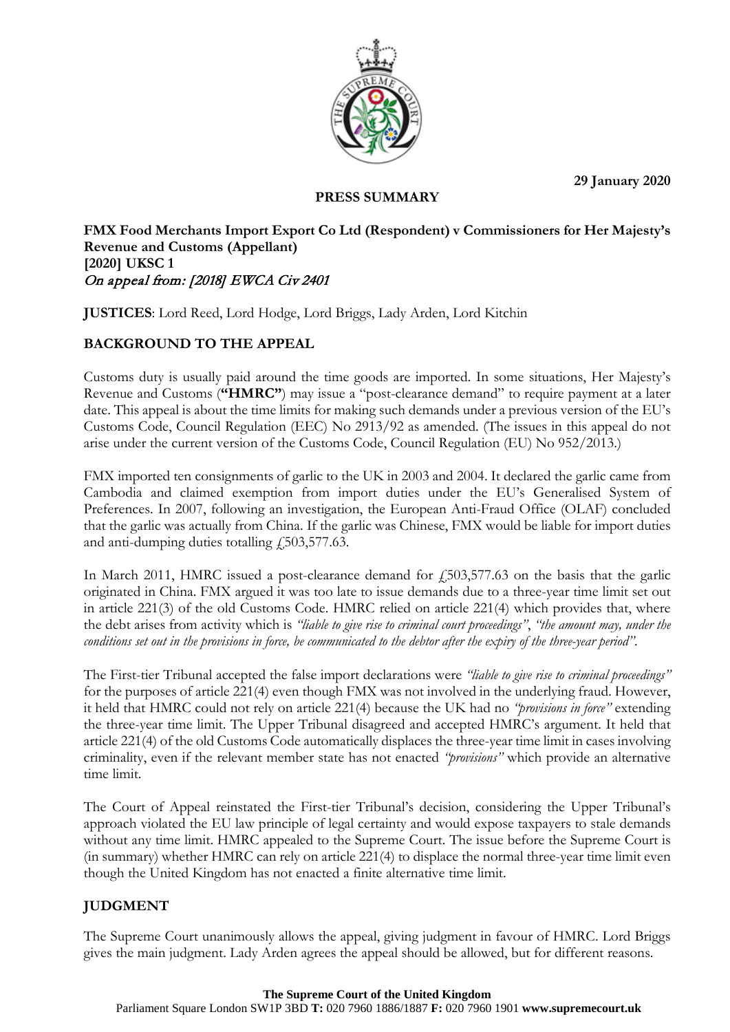29 January 2020

**PRESS SUMMARY**

**FMX Food Merchants Import Export Co Ltd (Respondent) v Commissioners for Her Majesty's Revenue and Customs (Appellant)**
**[2020] UKSC 1**
*On appeal from: [2018] EWCA Civ 2401*

**JUSTICES**: Lord Reed, Lord Hodge, Lord Briggs, Lady Arden, Lord Kitchin

## BACKGROUND TO THE APPEAL

Customs duty is usually paid around the time goods are imported. In some situations, Her Majesty's Revenue and Customs (**"HMRC"**) may issue a "post-clearance demand" to require payment at a later date. This appeal is about the time limits for making such demands under a previous version of the EU's Customs Code, Council Regulation (EEC) No 2913/92 as amended. (The issues in this appeal do not arise under the current version of the Customs Code, Council Regulation (EU) No 952/2013.)

FMX imported ten consignments of garlic to the UK in 2003 and 2004. It declared the garlic came from Cambodia and claimed exemption from import duties under the EU's Generalised System of Preferences. In 2007, following an investigation, the European Anti-Fraud Office (OLAF) concluded that the garlic was actually from China. If the garlic was Chinese, FMX would be liable for import duties and anti-dumping duties totalling £503,577.63.

In March 2011, HMRC issued a post-clearance demand for £503,577.63 on the basis that the garlic originated in China. FMX argued it was too late to issue demands due to a three-year time limit set out in article 221(3) of the old Customs Code. HMRC relied on article 221(4) which provides that, where the debt arises from activity which is *"liable to give rise to criminal court proceedings"*, *"the amount may, under the conditions set out in the provisions in force, be communicated to the debtor after the expiry of the three-year period"*.

The First-tier Tribunal accepted the false import declarations were *"liable to give rise to criminal proceedings"* for the purposes of article 221(4) even though FMX was not involved in the underlying fraud. However, it held that HMRC could not rely on article 221(4) because the UK had no *"provisions in force"* extending the three-year time limit. The Upper Tribunal disagreed and accepted HMRC's argument. It held that article 221(4) of the old Customs Code automatically displaces the three-year time limit in cases involving criminality, even if the relevant member state has not enacted *"provisions"* which provide an alternative time limit.

The Court of Appeal reinstated the First-tier Tribunal's decision, considering the Upper Tribunal's approach violated the EU law principle of legal certainty and would expose taxpayers to stale demands without any time limit. HMRC appealed to the Supreme Court. The issue before the Supreme Court is (in summary) whether HMRC can rely on article 221(4) to displace the normal three-year time limit even though the United Kingdom has not enacted a finite alternative time limit.

## JUDGMENT

The Supreme Court unanimously allows the appeal, giving judgment in favour of HMRC. Lord Briggs gives the main judgment. Lady Arden agrees the appeal should be allowed, but for different reasons.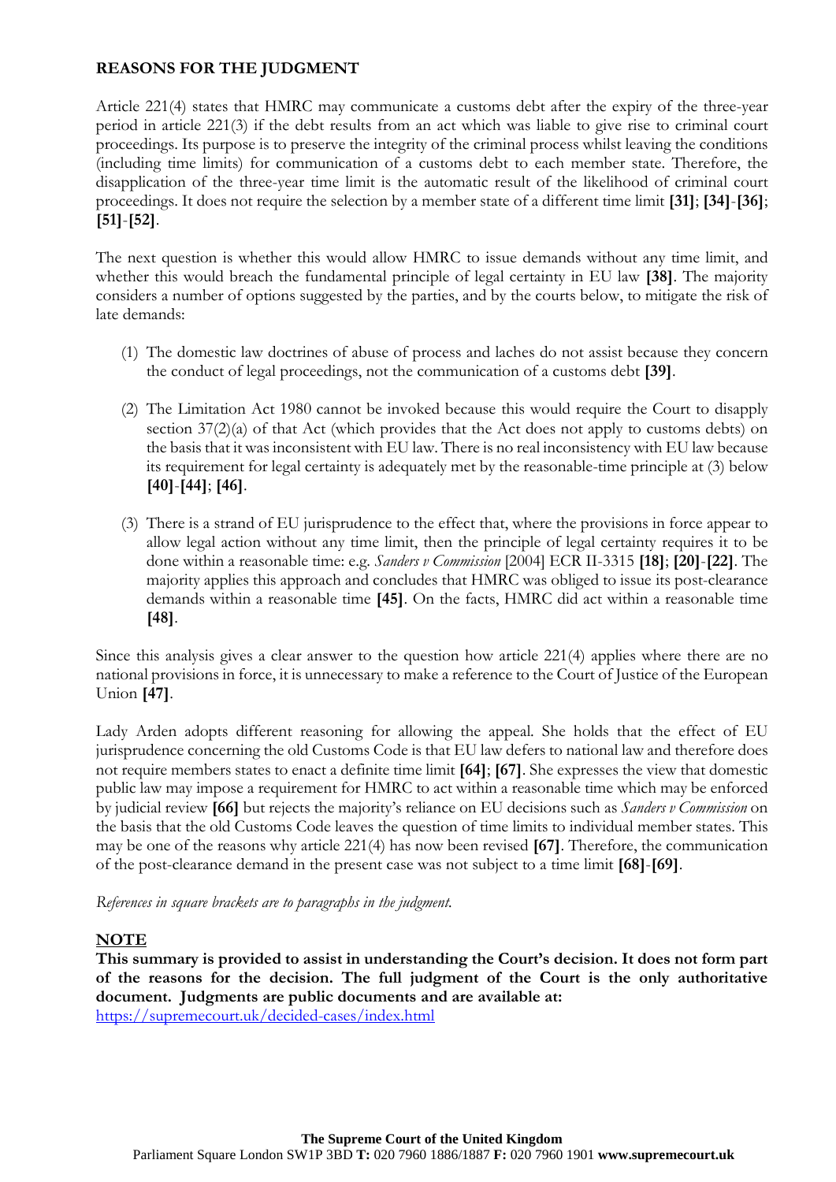**REASONS FOR THE JUDGMENT**

Article 221(4) states that HMRC may communicate a customs debt after the expiry of the three-year period in article 221(3) if the debt results from an act which was liable to give rise to criminal court proceedings. Its purpose is to preserve the integrity of the criminal process whilst leaving the conditions (including time limits) for communication of a customs debt to each member state. Therefore, the disapplication of the three-year time limit is the automatic result of the likelihood of criminal court proceedings. It does not require the selection by a member state of a different time limit **[31]**; **[34]**-**[36]**; **[51]**-**[52]**.

The next question is whether this would allow HMRC to issue demands without any time limit, and whether this would breach the fundamental principle of legal certainty in EU law **[38]**. The majority considers a number of options suggested by the parties, and by the courts below, to mitigate the risk of late demands:

(1) The domestic law doctrines of abuse of process and laches do not assist because they concern the conduct of legal proceedings, not the communication of a customs debt **[39]**.

(2) The Limitation Act 1980 cannot be invoked because this would require the Court to disapply section 37(2)(a) of that Act (which provides that the Act does not apply to customs debts) on the basis that it was inconsistent with EU law. There is no real inconsistency with EU law because its requirement for legal certainty is adequately met by the reasonable-time principle at (3) below **[40]**-**[44]**; **[46]**.

(3) There is a strand of EU jurisprudence to the effect that, where the provisions in force appear to allow legal action without any time limit, then the principle of legal certainty requires it to be done within a reasonable time: e.g. *Sanders v Commission* [2004] ECR II-3315 **[18]**; **[20]**-**[22]**. The majority applies this approach and concludes that HMRC was obliged to issue its post-clearance demands within a reasonable time **[45]**. On the facts, HMRC did act within a reasonable time **[48]**.

Since this analysis gives a clear answer to the question how article 221(4) applies where there are no national provisions in force, it is unnecessary to make a reference to the Court of Justice of the European Union **[47]**.

Lady Arden adopts different reasoning for allowing the appeal. She holds that the effect of EU jurisprudence concerning the old Customs Code is that EU law defers to national law and therefore does not require members states to enact a definite time limit **[64]**; **[67]**. She expresses the view that domestic public law may impose a requirement for HMRC to act within a reasonable time which may be enforced by judicial review **[66]** but rejects the majority's reliance on EU decisions such as *Sanders v Commission* on the basis that the old Customs Code leaves the question of time limits to individual member states. This may be one of the reasons why article 221(4) has now been revised **[67]**. Therefore, the communication of the post-clearance demand in the present case was not subject to a time limit **[68]**-**[69]**.

*References in square brackets are to paragraphs in the judgment.*

**NOTE**

**This summary is provided to assist in understanding the Court's decision. It does not form part of the reasons for the decision. The full judgment of the Court is the only authoritative document. Judgments are public documents and are available at:**
https://supremecourt.uk/decided-cases/index.html